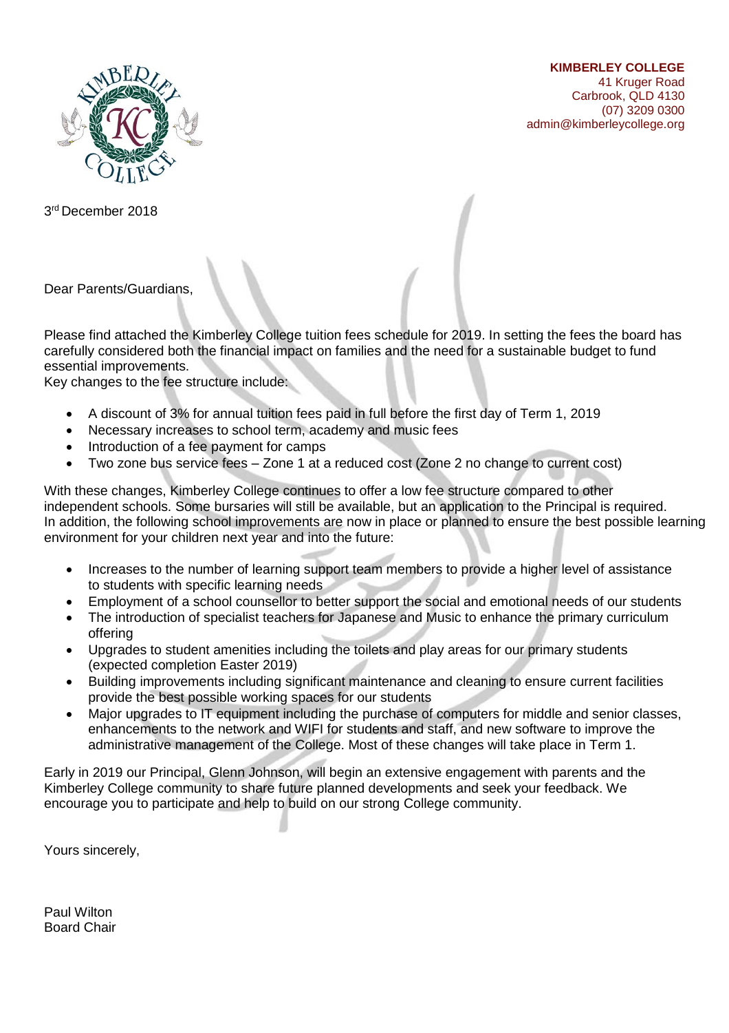**KIMBERLEY COLLEGE**
41 Kruger Road
Carbrook, QLD 4130
(07) 3209 0300
admin@kimberleycollege.org

3rd December 2018

Dear Parents/Guardians,

Please find attached the Kimberley College tuition fees schedule for 2019. In setting the fees the board has carefully considered both the financial impact on families and the need for a sustainable budget to fund essential improvements.
Key changes to the fee structure include:

- A discount of 3% for annual tuition fees paid in full before the first day of Term 1, 2019
- Necessary increases to school term, academy and music fees
- Introduction of a fee payment for camps
- Two zone bus service fees – Zone 1 at a reduced cost (Zone 2 no change to current cost)

With these changes, Kimberley College continues to offer a low fee structure compared to other independent schools. Some bursaries will still be available, but an application to the Principal is required.
In addition, the following school improvements are now in place or planned to ensure the best possible learning environment for your children next year and into the future:

- Increases to the number of learning support team members to provide a higher level of assistance to students with specific learning needs
- Employment of a school counsellor to better support the social and emotional needs of our students
- The introduction of specialist teachers for Japanese and Music to enhance the primary curriculum offering
- Upgrades to student amenities including the toilets and play areas for our primary students (expected completion Easter 2019)
- Building improvements including significant maintenance and cleaning to ensure current facilities provide the best possible working spaces for our students
- Major upgrades to IT equipment including the purchase of computers for middle and senior classes, enhancements to the network and WIFI for students and staff, and new software to improve the administrative management of the College. Most of these changes will take place in Term 1.

Early in 2019 our Principal, Glenn Johnson, will begin an extensive engagement with parents and the Kimberley College community to share future planned developments and seek your feedback. We encourage you to participate and help to build on our strong College community.

Yours sincerely,

Paul Wilton
Board Chair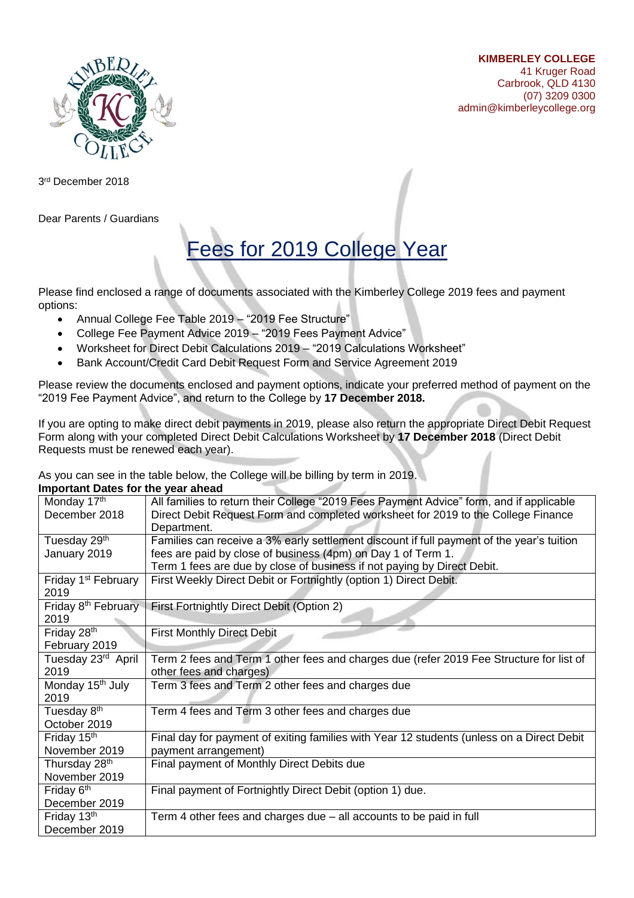**KIMBERLEY COLLEGE**
41 Kruger Road
Carbrook, QLD 4130
(07) 3209 0300
admin@kimberleycollege.org

3rd December 2018

Dear Parents / Guardians

# Fees for 2019 College Year

Please find enclosed a range of documents associated with the Kimberley College 2019 fees and payment options:

- Annual College Fee Table 2019 – "2019 Fee Structure"
- College Fee Payment Advice 2019 – "2019 Fees Payment Advice"
- Worksheet for Direct Debit Calculations 2019 – "2019 Calculations Worksheet"
- Bank Account/Credit Card Debit Request Form and Service Agreement 2019

Please review the documents enclosed and payment options, indicate your preferred method of payment on the "2019 Fee Payment Advice", and return to the College by **17 December 2018.**

If you are opting to make direct debit payments in 2019, please also return the appropriate Direct Debit Request Form along with your completed Direct Debit Calculations Worksheet by **17 December 2018** (Direct Debit Requests must be renewed each year).

As you can see in the table below, the College will be billing by term in 2019.

**Important Dates for the year ahead**

| Date | Details |
|---|---|
| Monday 17th December 2018 | All families to return their College "2019 Fees Payment Advice" form, and if applicable Direct Debit Request Form and completed worksheet for 2019 to the College Finance Department. |
| Tuesday 29th January 2019 | Families can receive a 3% early settlement discount if full payment of the year's tuition fees are paid by close of business (4pm) on Day 1 of Term 1. Term 1 fees are due by close of business if not paying by Direct Debit. |
| Friday 1st February 2019 | First Weekly Direct Debit or Fortnightly (option 1) Direct Debit. |
| Friday 8th February 2019 | First Fortnightly Direct Debit (Option 2) |
| Friday 28th February 2019 | First Monthly Direct Debit |
| Tuesday 23rd April 2019 | Term 2 fees and Term 1 other fees and charges due (refer 2019 Fee Structure for list of other fees and charges) |
| Monday 15th July 2019 | Term 3 fees and Term 2 other fees and charges due |
| Tuesday 8th October 2019 | Term 4 fees and Term 3 other fees and charges due |
| Friday 15th November 2019 | Final day for payment of exiting families with Year 12 students (unless on a Direct Debit payment arrangement) |
| Thursday 28th November 2019 | Final payment of Monthly Direct Debits due |
| Friday 6th December 2019 | Final payment of Fortnightly Direct Debit (option 1) due. |
| Friday 13th December 2019 | Term 4 other fees and charges due – all accounts to be paid in full |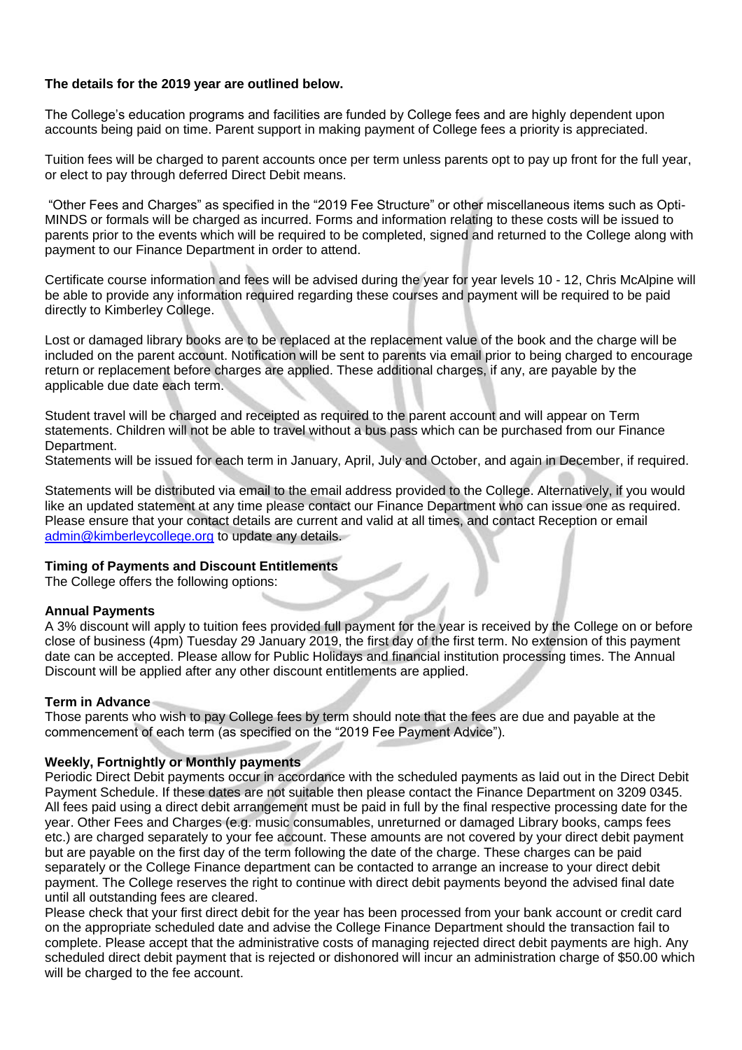**The details for the 2019 year are outlined below.**

The College's education programs and facilities are funded by College fees and are highly dependent upon accounts being paid on time. Parent support in making payment of College fees a priority is appreciated.

Tuition fees will be charged to parent accounts once per term unless parents opt to pay up front for the full year, or elect to pay through deferred Direct Debit means.

"Other Fees and Charges" as specified in the "2019 Fee Structure" or other miscellaneous items such as Opti-MINDS or formals will be charged as incurred. Forms and information relating to these costs will be issued to parents prior to the events which will be required to be completed, signed and returned to the College along with payment to our Finance Department in order to attend.

Certificate course information and fees will be advised during the year for year levels 10 - 12, Chris McAlpine will be able to provide any information required regarding these courses and payment will be required to be paid directly to Kimberley College.

Lost or damaged library books are to be replaced at the replacement value of the book and the charge will be included on the parent account. Notification will be sent to parents via email prior to being charged to encourage return or replacement before charges are applied. These additional charges, if any, are payable by the applicable due date each term.

Student travel will be charged and receipted as required to the parent account and will appear on Term statements. Children will not be able to travel without a bus pass which can be purchased from our Finance Department.
Statements will be issued for each term in January, April, July and October, and again in December, if required.

Statements will be distributed via email to the email address provided to the College. Alternatively, if you would like an updated statement at any time please contact our Finance Department who can issue one as required. Please ensure that your contact details are current and valid at all times, and contact Reception or email admin@kimberleycollege.org to update any details.

**Timing of Payments and Discount Entitlements**
The College offers the following options:

**Annual Payments**
A 3% discount will apply to tuition fees provided full payment for the year is received by the College on or before close of business (4pm) Tuesday 29 January 2019, the first day of the first term. No extension of this payment date can be accepted. Please allow for Public Holidays and financial institution processing times. The Annual Discount will be applied after any other discount entitlements are applied.

**Term in Advance**
Those parents who wish to pay College fees by term should note that the fees are due and payable at the commencement of each term (as specified on the "2019 Fee Payment Advice").

**Weekly, Fortnightly or Monthly payments**
Periodic Direct Debit payments occur in accordance with the scheduled payments as laid out in the Direct Debit Payment Schedule. If these dates are not suitable then please contact the Finance Department on 3209 0345. All fees paid using a direct debit arrangement must be paid in full by the final respective processing date for the year. Other Fees and Charges (e.g. music consumables, unreturned or damaged Library books, camps fees etc.) are charged separately to your fee account. These amounts are not covered by your direct debit payment but are payable on the first day of the term following the date of the charge. These charges can be paid separately or the College Finance department can be contacted to arrange an increase to your direct debit payment. The College reserves the right to continue with direct debit payments beyond the advised final date until all outstanding fees are cleared.
Please check that your first direct debit for the year has been processed from your bank account or credit card on the appropriate scheduled date and advise the College Finance Department should the transaction fail to complete. Please accept that the administrative costs of managing rejected direct debit payments are high. Any scheduled direct debit payment that is rejected or dishonored will incur an administration charge of $50.00 which will be charged to the fee account.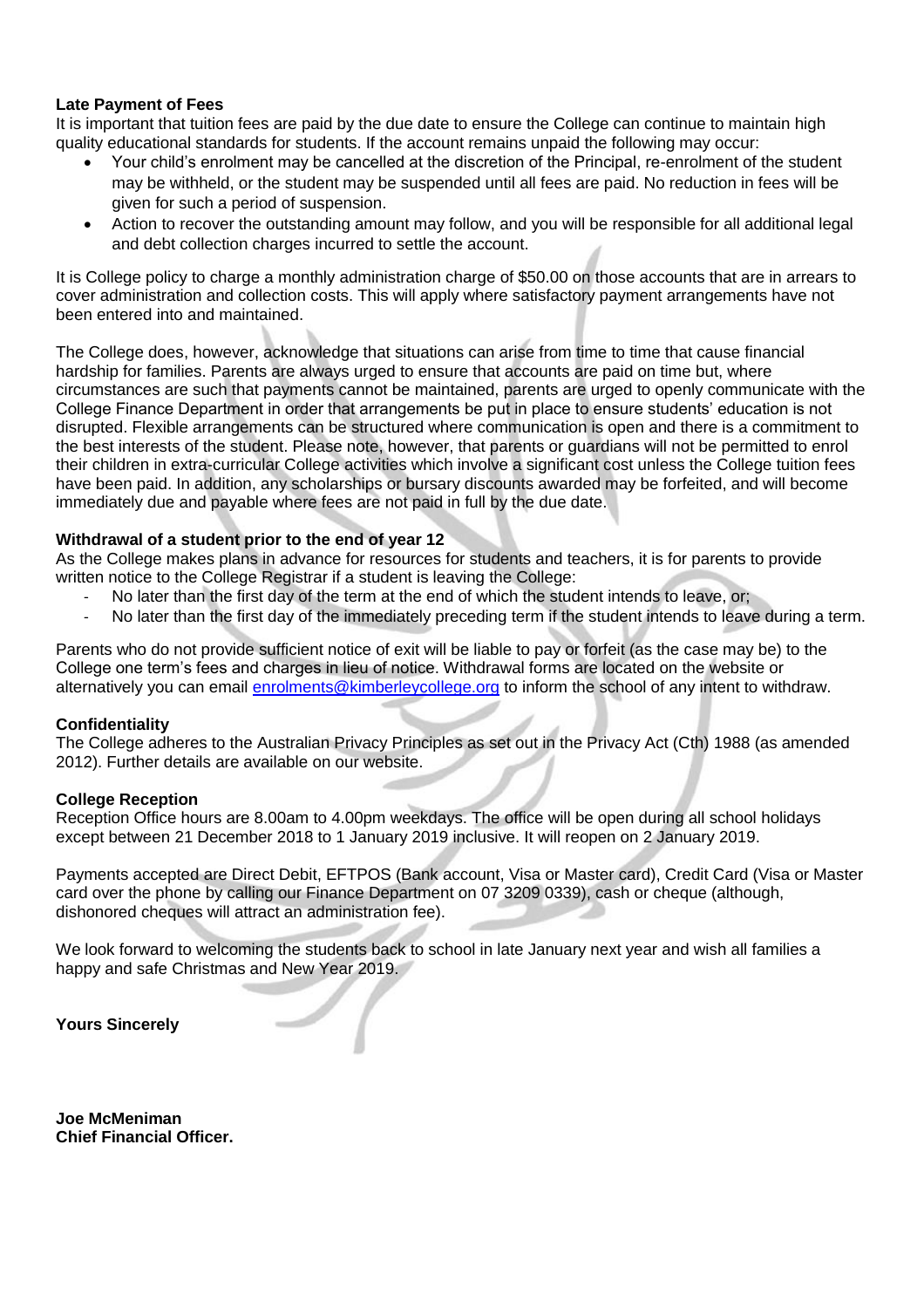**Late Payment of Fees**

It is important that tuition fees are paid by the due date to ensure the College can continue to maintain high quality educational standards for students. If the account remains unpaid the following may occur:

- Your child's enrolment may be cancelled at the discretion of the Principal, re-enrolment of the student may be withheld, or the student may be suspended until all fees are paid. No reduction in fees will be given for such a period of suspension.
- Action to recover the outstanding amount may follow, and you will be responsible for all additional legal and debt collection charges incurred to settle the account.

It is College policy to charge a monthly administration charge of $50.00 on those accounts that are in arrears to cover administration and collection costs. This will apply where satisfactory payment arrangements have not been entered into and maintained.

The College does, however, acknowledge that situations can arise from time to time that cause financial hardship for families. Parents are always urged to ensure that accounts are paid on time but, where circumstances are such that payments cannot be maintained, parents are urged to openly communicate with the College Finance Department in order that arrangements be put in place to ensure students' education is not disrupted. Flexible arrangements can be structured where communication is open and there is a commitment to the best interests of the student. Please note, however, that parents or guardians will not be permitted to enrol their children in extra-curricular College activities which involve a significant cost unless the College tuition fees have been paid. In addition, any scholarships or bursary discounts awarded may be forfeited, and will become immediately due and payable where fees are not paid in full by the due date.

**Withdrawal of a student prior to the end of year 12**

As the College makes plans in advance for resources for students and teachers, it is for parents to provide written notice to the College Registrar if a student is leaving the College:

- No later than the first day of the term at the end of which the student intends to leave, or;
- No later than the first day of the immediately preceding term if the student intends to leave during a term.

Parents who do not provide sufficient notice of exit will be liable to pay or forfeit (as the case may be) to the College one term's fees and charges in lieu of notice. Withdrawal forms are located on the website or alternatively you can email enrolments@kimberleycollege.org to inform the school of any intent to withdraw.

**Confidentiality**

The College adheres to the Australian Privacy Principles as set out in the Privacy Act (Cth) 1988 (as amended 2012). Further details are available on our website.

**College Reception**

Reception Office hours are 8.00am to 4.00pm weekdays. The office will be open during all school holidays except between 21 December 2018 to 1 January 2019 inclusive. It will reopen on 2 January 2019.

Payments accepted are Direct Debit, EFTPOS (Bank account, Visa or Master card), Credit Card (Visa or Master card over the phone by calling our Finance Department on 07 3209 0339), cash or cheque (although, dishonored cheques will attract an administration fee).

We look forward to welcoming the students back to school in late January next year and wish all families a happy and safe Christmas and New Year 2019.

**Yours Sincerely**

**Joe McMeniman**
**Chief Financial Officer.**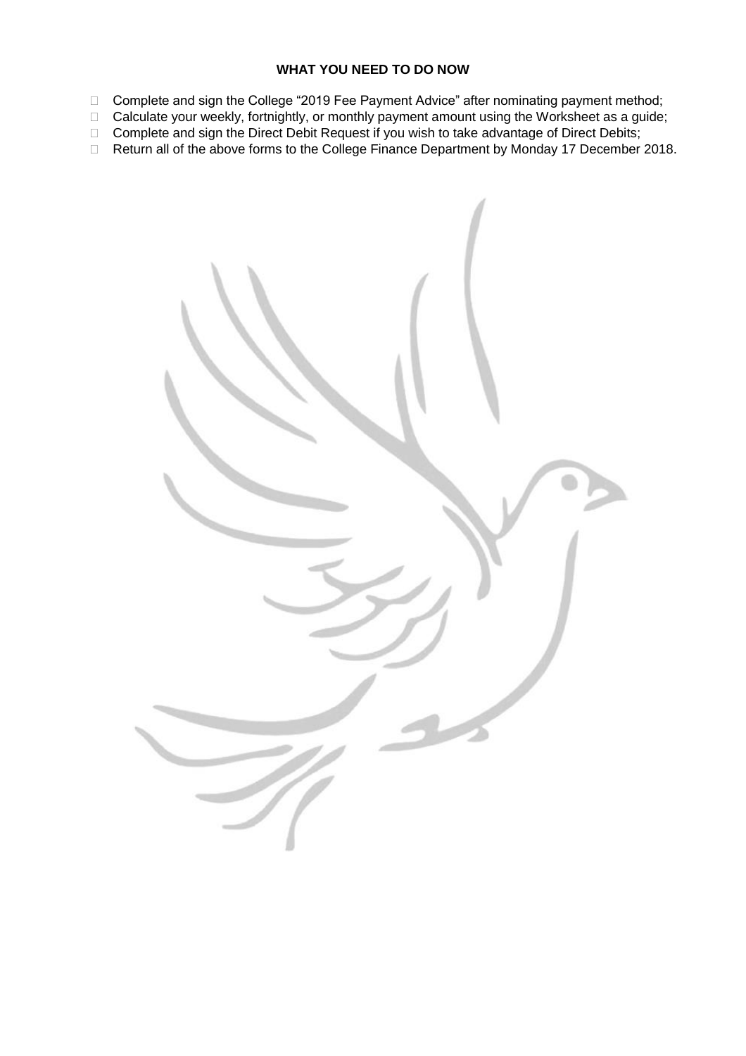**WHAT YOU NEED TO DO NOW**

- Complete and sign the College "2019 Fee Payment Advice" after nominating payment method;
- Calculate your weekly, fortnightly, or monthly payment amount using the Worksheet as a guide;
- Complete and sign the Direct Debit Request if you wish to take advantage of Direct Debits;
- Return all of the above forms to the College Finance Department by Monday 17 December 2018.